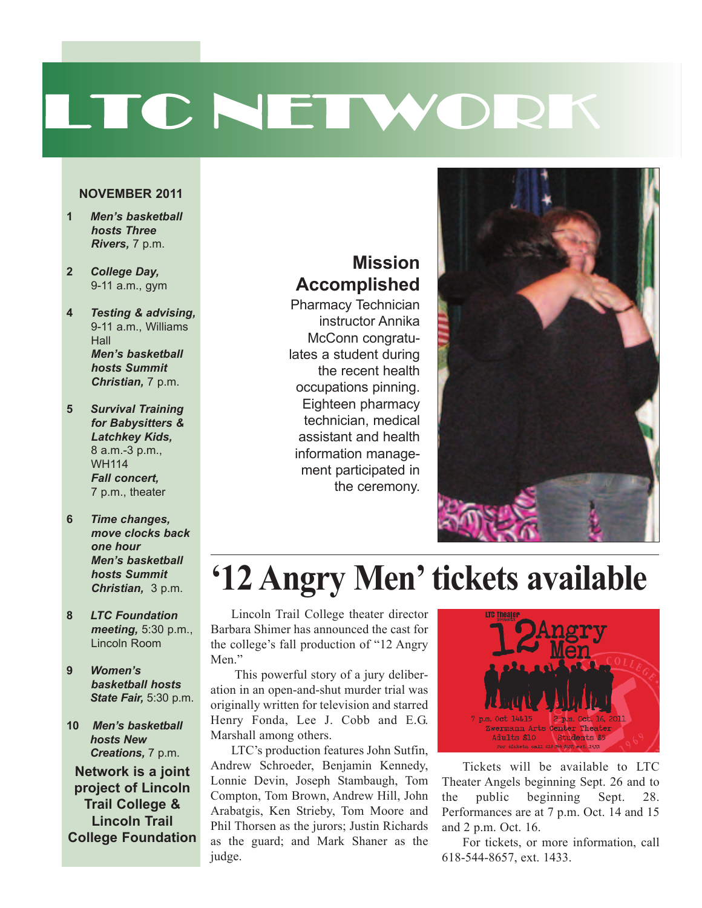# LTC NETWORK

**NOVEMBER 2011**

- **1** ***Men's basketball hosts Three Rivers,*** 7 p.m.
- **2** ***College Day,*** 9-11 a.m., gym
- **4** ***Testing & advising,*** 9-11 a.m., Williams Hall
  ***Men's basketball hosts Summit Christian,*** 7 p.m.
- **5** ***Survival Training for Babysitters & Latchkey Kids,*** 8 a.m.-3 p.m., WH114
  ***Fall concert,*** 7 p.m., theater
- **6** ***Time changes, move clocks back one hour***
  ***Men's basketball hosts Summit Christian,*** 3 p.m.
- **8** ***LTC Foundation meeting,*** 5:30 p.m., Lincoln Room
- **9** ***Women's basketball hosts State Fair,*** 5:30 p.m.
- **10** ***Men's basketball hosts New Creations,*** 7 p.m.

**Network is a joint project of Lincoln Trail College & Lincoln Trail College Foundation**

## Mission Accomplished

Pharmacy Technician instructor Annika McConn congratulates a student during the recent health occupations pinning. Eighteen pharmacy technician, medical assistant and health information management participated in the ceremony.

# '12 Angry Men' tickets available

Lincoln Trail College theater director Barbara Shimer has announced the cast for the college's fall production of "12 Angry Men."

This powerful story of a jury deliberation in an open-and-shut murder trial was originally written for television and starred Henry Fonda, Lee J. Cobb and E.G. Marshall among others.

LTC's production features John Sutfin, Andrew Schroeder, Benjamin Kennedy, Lonnie Devin, Joseph Stambaugh, Tom Compton, Tom Brown, Andrew Hill, John Arabatgis, Ken Strieby, Tom Moore and Phil Thorsen as the jurors; Justin Richards as the guard; and Mark Shaner as the judge.

Tickets will be available to LTC Theater Angels beginning Sept. 26 and to the public beginning Sept. 28. Performances are at 7 p.m. Oct. 14 and 15 and 2 p.m. Oct. 16.

For tickets, or more information, call 618-544-8657, ext. 1433.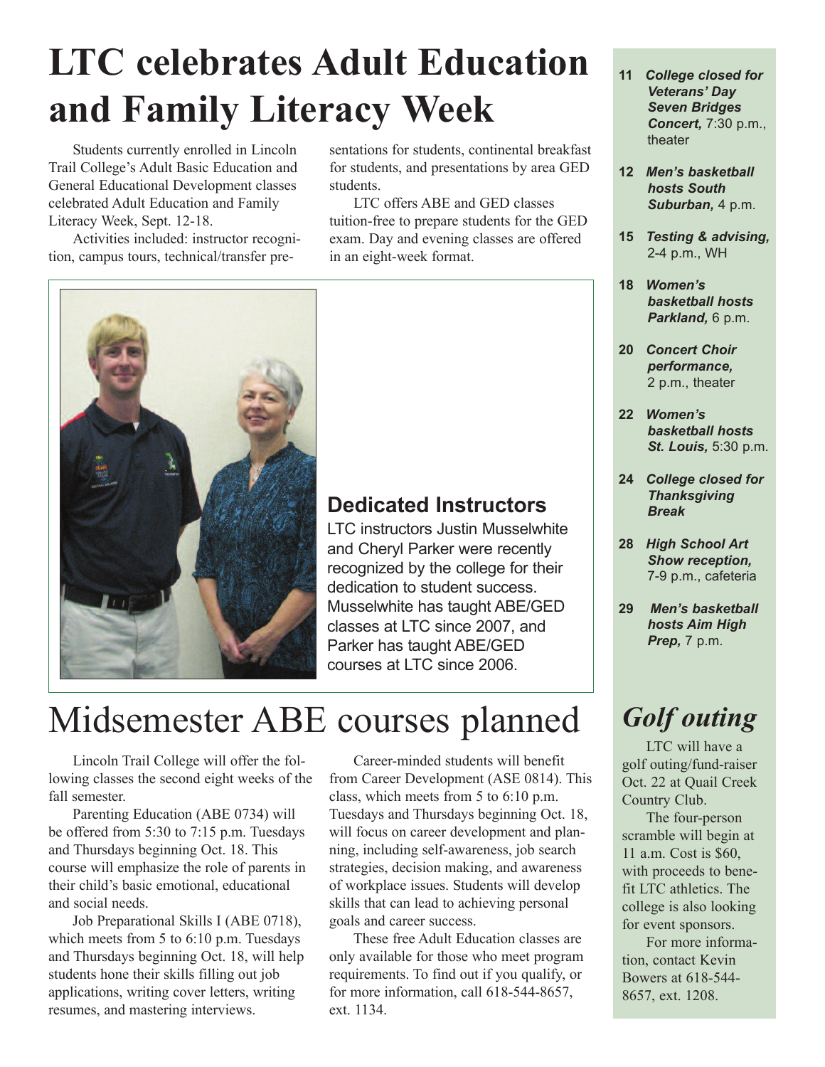# LTC celebrates Adult Education and Family Literacy Week

Students currently enrolled in Lincoln Trail College's Adult Basic Education and General Educational Development classes celebrated Adult Education and Family Literacy Week, Sept. 12-18.

Activities included: instructor recognition, campus tours, technical/transfer presentations for students, continental breakfast for students, and presentations by area GED students.

LTC offers ABE and GED classes tuition-free to prepare students for the GED exam. Day and evening classes are offered in an eight-week format.

### Dedicated Instructors

LTC instructors Justin Musselwhite and Cheryl Parker were recently recognized by the college for their dedication to student success. Musselwhite has taught ABE/GED classes at LTC since 2007, and Parker has taught ABE/GED courses at LTC since 2006.

# Midsemester ABE courses planned

Lincoln Trail College will offer the following classes the second eight weeks of the fall semester.

Parenting Education (ABE 0734) will be offered from 5:30 to 7:15 p.m. Tuesdays and Thursdays beginning Oct. 18. This course will emphasize the role of parents in their child's basic emotional, educational and social needs.

Job Preparational Skills I (ABE 0718), which meets from 5 to 6:10 p.m. Tuesdays and Thursdays beginning Oct. 18, will help students hone their skills filling out job applications, writing cover letters, writing resumes, and mastering interviews.

Career-minded students will benefit from Career Development (ASE 0814). This class, which meets from 5 to 6:10 p.m. Tuesdays and Thursdays beginning Oct. 18, will focus on career development and planning, including self-awareness, job search strategies, decision making, and awareness of workplace issues. Students will develop skills that can lead to achieving personal goals and career success.

These free Adult Education classes are only available for those who meet program requirements. To find out if you qualify, or for more information, call 618-544-8657, ext. 1134.

---

- **11** ***College closed for Veterans' Day***
  ***Seven Bridges Concert,*** 7:30 p.m., theater
- **12** ***Men's basketball hosts South Suburban,*** 4 p.m.
- **15** ***Testing & advising,*** 2-4 p.m., WH
- **18** ***Women's basketball hosts Parkland,*** 6 p.m.
- **20** ***Concert Choir performance,*** 2 p.m., theater
- **22** ***Women's basketball hosts St. Louis,*** 5:30 p.m.
- **24** ***College closed for Thanksgiving Break***
- **28** ***High School Art Show reception,*** 7-9 p.m., cafeteria
- **29** ***Men's basketball hosts Aim High Prep,*** 7 p.m.

## *Golf outing*

LTC will have a golf outing/fund-raiser Oct. 22 at Quail Creek Country Club.

The four-person scramble will begin at 11 a.m. Cost is $60, with proceeds to benefit LTC athletics. The college is also looking for event sponsors.

For more information, contact Kevin Bowers at 618-544-8657, ext. 1208.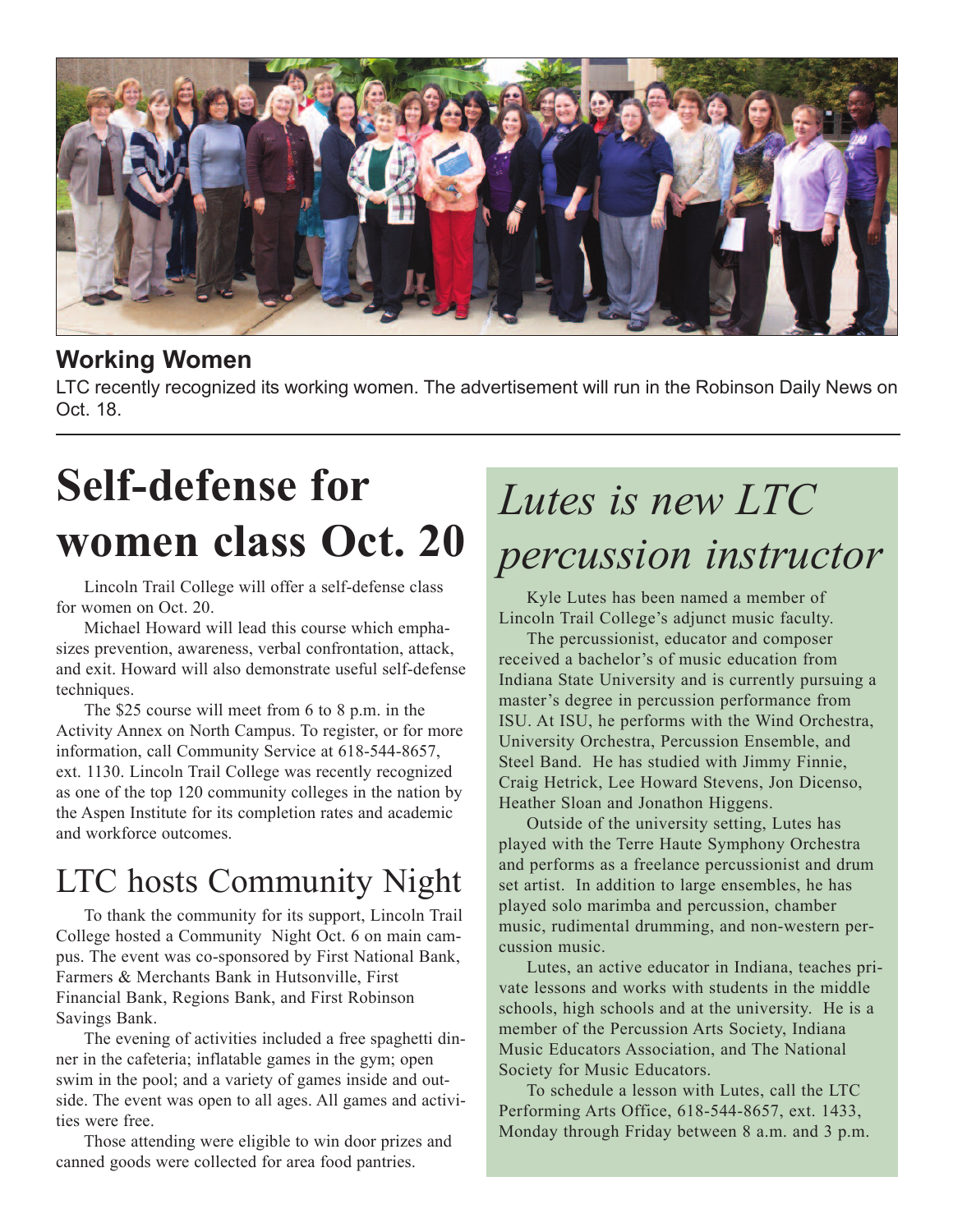## Working Women

LTC recently recognized its working women. The advertisement will run in the Robinson Daily News on Oct. 18.

# Self-defense for women class Oct. 20

Lincoln Trail College will offer a self-defense class for women on Oct. 20.

Michael Howard will lead this course which emphasizes prevention, awareness, verbal confrontation, attack, and exit. Howard will also demonstrate useful self-defense techniques.

The $25 course will meet from 6 to 8 p.m. in the Activity Annex on North Campus. To register, or for more information, call Community Service at 618-544-8657, ext. 1130. Lincoln Trail College was recently recognized as one of the top 120 community colleges in the nation by the Aspen Institute for its completion rates and academic and workforce outcomes.

## LTC hosts Community Night

To thank the community for its support, Lincoln Trail College hosted a Community Night Oct. 6 on main campus. The event was co-sponsored by First National Bank, Farmers & Merchants Bank in Hutsonville, First Financial Bank, Regions Bank, and First Robinson Savings Bank.

The evening of activities included a free spaghetti dinner in the cafeteria; inflatable games in the gym; open swim in the pool; and a variety of games inside and outside. The event was open to all ages. All games and activities were free.

Those attending were eligible to win door prizes and canned goods were collected for area food pantries.

# *Lutes is new LTC percussion instructor*

Kyle Lutes has been named a member of Lincoln Trail College's adjunct music faculty.

The percussionist, educator and composer received a bachelor's of music education from Indiana State University and is currently pursuing a master's degree in percussion performance from ISU. At ISU, he performs with the Wind Orchestra, University Orchestra, Percussion Ensemble, and Steel Band. He has studied with Jimmy Finnie, Craig Hetrick, Lee Howard Stevens, Jon Dicenso, Heather Sloan and Jonathon Higgens.

Outside of the university setting, Lutes has played with the Terre Haute Symphony Orchestra and performs as a freelance percussionist and drum set artist. In addition to large ensembles, he has played solo marimba and percussion, chamber music, rudimental drumming, and non-western percussion music.

Lutes, an active educator in Indiana, teaches private lessons and works with students in the middle schools, high schools and at the university. He is a member of the Percussion Arts Society, Indiana Music Educators Association, and The National Society for Music Educators.

To schedule a lesson with Lutes, call the LTC Performing Arts Office, 618-544-8657, ext. 1433, Monday through Friday between 8 a.m. and 3 p.m.